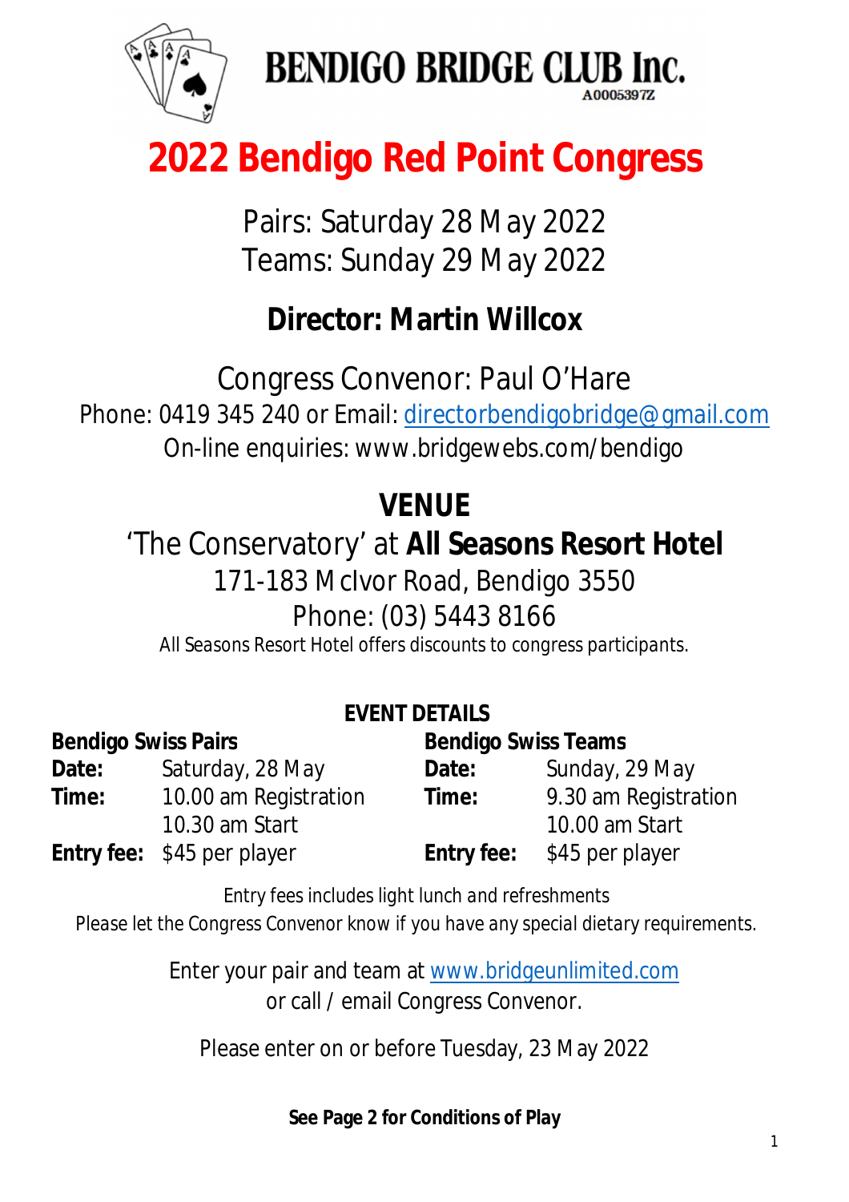BENDIGO BRIDGE CLUB Inc.
A0005397Z

# 2022 Bendigo Red Point Congress

Pairs: Saturday 28 May 2022
Teams: Sunday 29 May 2022

## Director: Martin Willcox

Congress Convenor: Paul O'Hare
Phone: 0419 345 240 or Email: directorbendigobridge@gmail.com
On-line enquiries: www.bridgewebs.com/bendigo

## VENUE

'The Conservatory' at **All Seasons Resort Hotel**
171-183 McIvor Road, Bendigo 3550
Phone: (03) 5443 8166
All Seasons Resort Hotel offers discounts to congress participants.

### EVENT DETAILS

**Bendigo Swiss Pairs**

**Date:** Saturday, 28 May
**Time:** 10.00 am Registration
10.30 am Start
**Entry fee:** $45 per player

**Bendigo Swiss Teams**

**Date:** Sunday, 29 May
**Time:** 9.30 am Registration
10.00 am Start
**Entry fee:** $45 per player

Entry fees includes light lunch and refreshments
Please let the Congress Convenor know if you have any special dietary requirements.

Enter your pair and team at www.bridgeunlimited.com
or call / email Congress Convenor.

Please enter on or before Tuesday, 23 May 2022

**See Page 2 for Conditions of Play**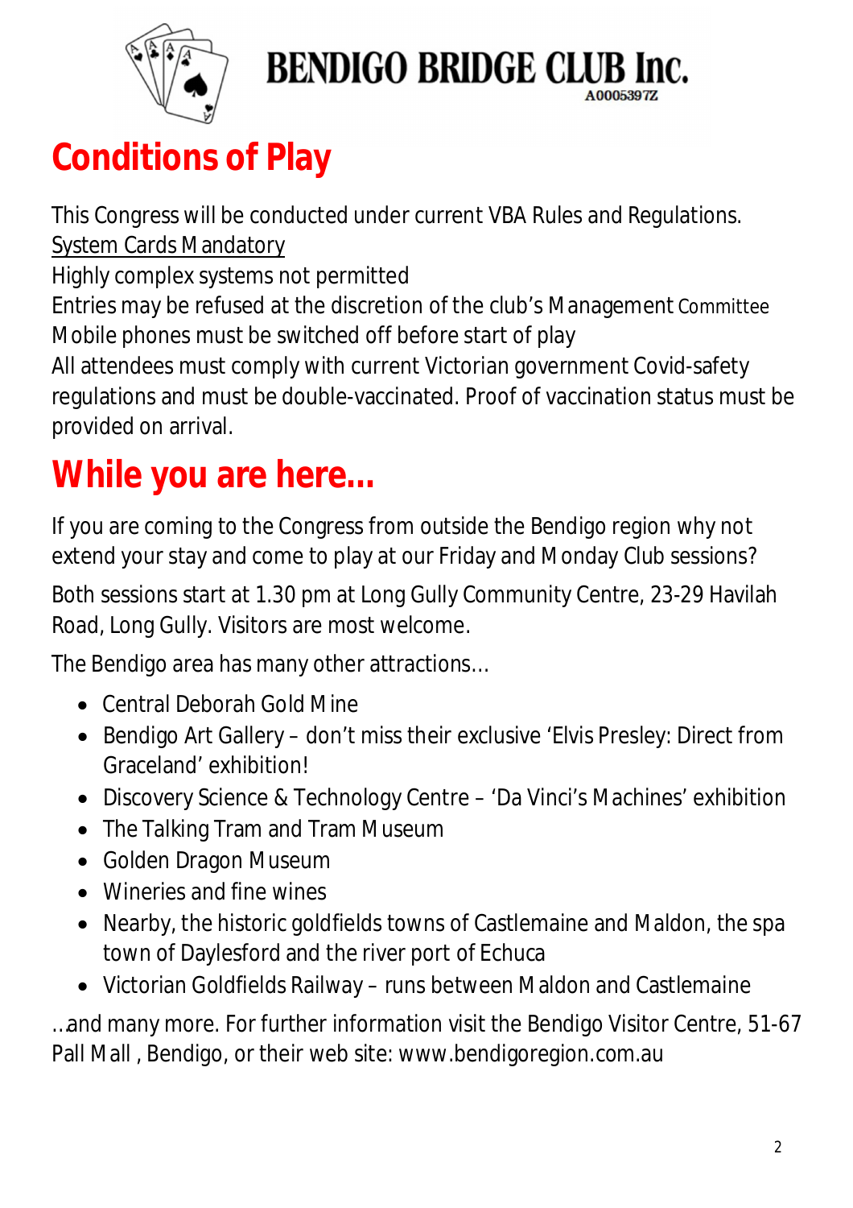# BENDIGO BRIDGE CLUB Inc.

A0005397Z

# Conditions of Play

This Congress will be conducted under current VBA Rules and Regulations.
System Cards Mandatory
Highly complex systems not permitted
Entries may be refused at the discretion of the club's Management Committee
Mobile phones must be switched off before start of play
All attendees must comply with current Victorian government Covid-safety regulations and must be double-vaccinated. Proof of vaccination status must be provided on arrival.

# While you are here...

If you are coming to the Congress from outside the Bendigo region why not extend your stay and come to play at our Friday and Monday Club sessions?

Both sessions start at 1.30 pm at Long Gully Community Centre, 23-29 Havilah Road, Long Gully. Visitors are most welcome.

The Bendigo area has many other attractions…

- Central Deborah Gold Mine
- Bendigo Art Gallery – don't miss their exclusive 'Elvis Presley: Direct from Graceland' exhibition!
- Discovery Science & Technology Centre – 'Da Vinci's Machines' exhibition
- The Talking Tram and Tram Museum
- Golden Dragon Museum
- Wineries and fine wines
- Nearby, the historic goldfields towns of Castlemaine and Maldon, the spa town of Daylesford and the river port of Echuca
- Victorian Goldfields Railway – runs between Maldon and Castlemaine

...and many more. For further information visit the Bendigo Visitor Centre, 51-67 Pall Mall , Bendigo, or their web site: www.bendigoregion.com.au